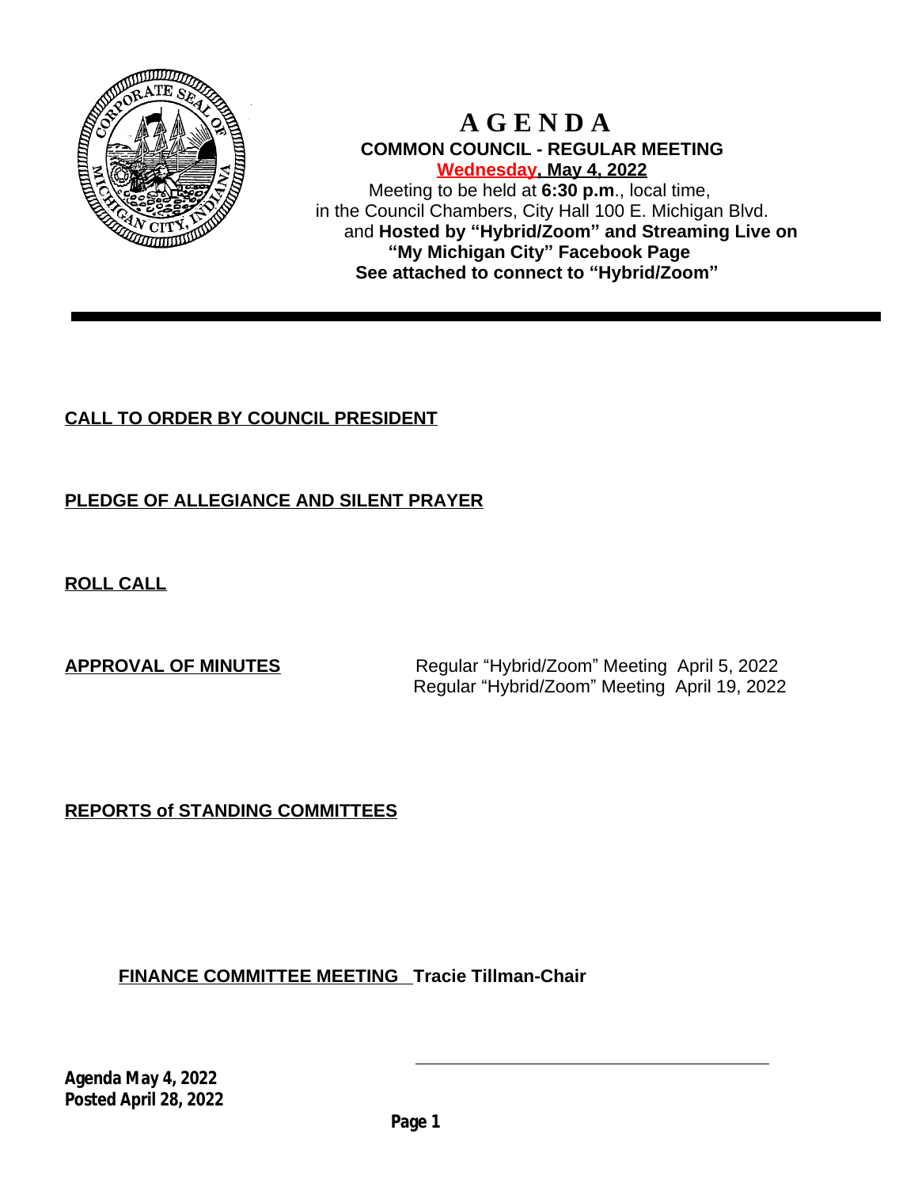# A G E N D A

**COMMON COUNCIL - REGULAR MEETING**

**Wednesday, May 4, 2022**

Meeting to be held at **6:30 p.m**., local time,
in the Council Chambers, City Hall 100 E. Michigan Blvd.
and **Hosted by "Hybrid/Zoom" and Streaming Live on "My Michigan City" Facebook Page**
**See attached to connect to "Hybrid/Zoom"**

---

**CALL TO ORDER BY COUNCIL PRESIDENT**

**PLEDGE OF ALLEGIANCE AND SILENT PRAYER**

**ROLL CALL**

**APPROVAL OF MINUTES**

Regular "Hybrid/Zoom" Meeting April 5, 2022
Regular "Hybrid/Zoom" Meeting April 19, 2022

**REPORTS of STANDING COMMITTEES**

**FINANCE COMMITTEE MEETING Tracie Tillman-Chair**

**Agenda May 4, 2022**
**Posted April 28, 2022**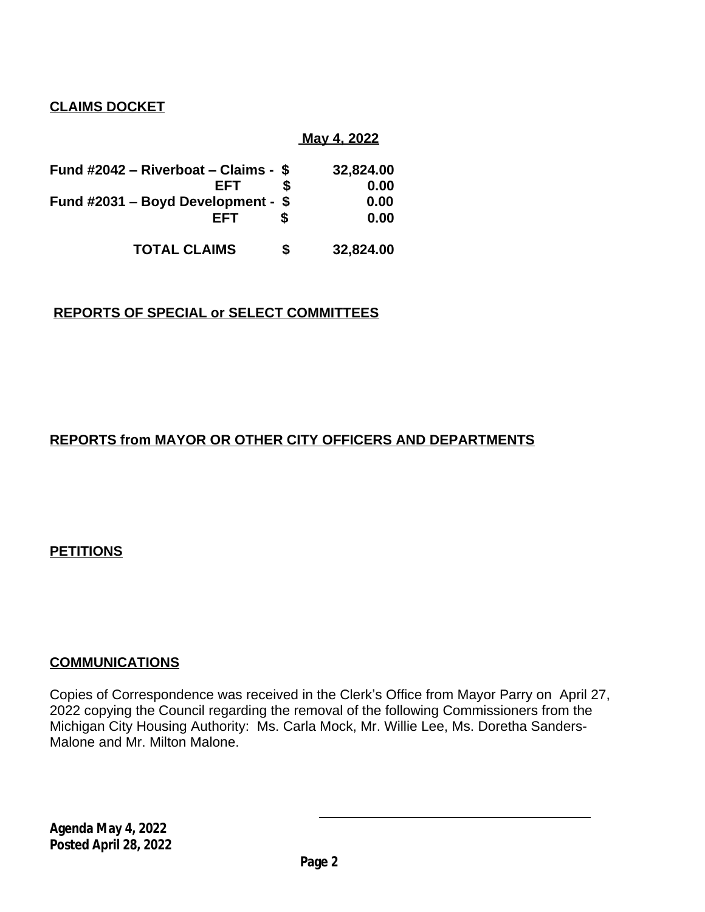## CLAIMS DOCKET

| | | May 4, 2022 |
|---|---|---|
| **Fund #2042 – Riverboat – Claims -** | **$** | **32,824.00** |
| **EFT** | **$** | **0.00** |
| **Fund #2031 – Boyd Development -** | **$** | **0.00** |
| **EFT** | **$** | **0.00** |
| **TOTAL CLAIMS** | **$** | **32,824.00** |

## REPORTS OF SPECIAL or SELECT COMMITTEES

## REPORTS from MAYOR OR OTHER CITY OFFICERS AND DEPARTMENTS

## PETITIONS

## COMMUNICATIONS

Copies of Correspondence was received in the Clerk's Office from Mayor Parry on April 27, 2022 copying the Council regarding the removal of the following Commissioners from the Michigan City Housing Authority: Ms. Carla Mock, Mr. Willie Lee, Ms. Doretha Sanders-Malone and Mr. Milton Malone.

***Agenda May 4, 2022***
***Posted April 28, 2022***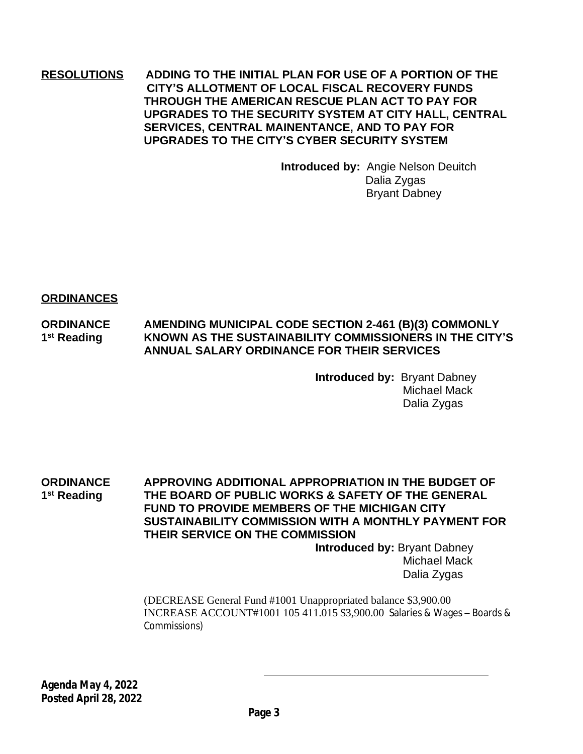**<u>RESOLUTIONS</u>** **ADDING TO THE INITIAL PLAN FOR USE OF A PORTION OF THE CITY'S ALLOTMENT OF LOCAL FISCAL RECOVERY FUNDS THROUGH THE AMERICAN RESCUE PLAN ACT TO PAY FOR UPGRADES TO THE SECURITY SYSTEM AT CITY HALL, CENTRAL SERVICES, CENTRAL MAINENTANCE, AND TO PAY FOR UPGRADES TO THE CITY'S CYBER SECURITY SYSTEM**

**Introduced by:** Angie Nelson Deuitch
Dalia Zygas
Bryant Dabney

## <u>ORDINANCES</u>

**ORDINANCE 1st Reading** **AMENDING MUNICIPAL CODE SECTION 2-461 (B)(3) COMMONLY KNOWN AS THE SUSTAINABILITY COMMISSIONERS IN THE CITY'S ANNUAL SALARY ORDINANCE FOR THEIR SERVICES**

**Introduced by:** Bryant Dabney
Michael Mack
Dalia Zygas

**ORDINANCE 1st Reading** **APPROVING ADDITIONAL APPROPRIATION IN THE BUDGET OF THE BOARD OF PUBLIC WORKS & SAFETY OF THE GENERAL FUND TO PROVIDE MEMBERS OF THE MICHIGAN CITY SUSTAINABILITY COMMISSION WITH A MONTHLY PAYMENT FOR THEIR SERVICE ON THE COMMISSION**

**Introduced by:** Bryant Dabney
Michael Mack
Dalia Zygas

(DECREASE General Fund #1001 Unappropriated balance $3,900.00
INCREASE ACCOUNT#1001 105 411.015 $3,900.00 Salaries & Wages – Boards & Commissions)

**Agenda May 4, 2022**
**Posted April 28, 2022**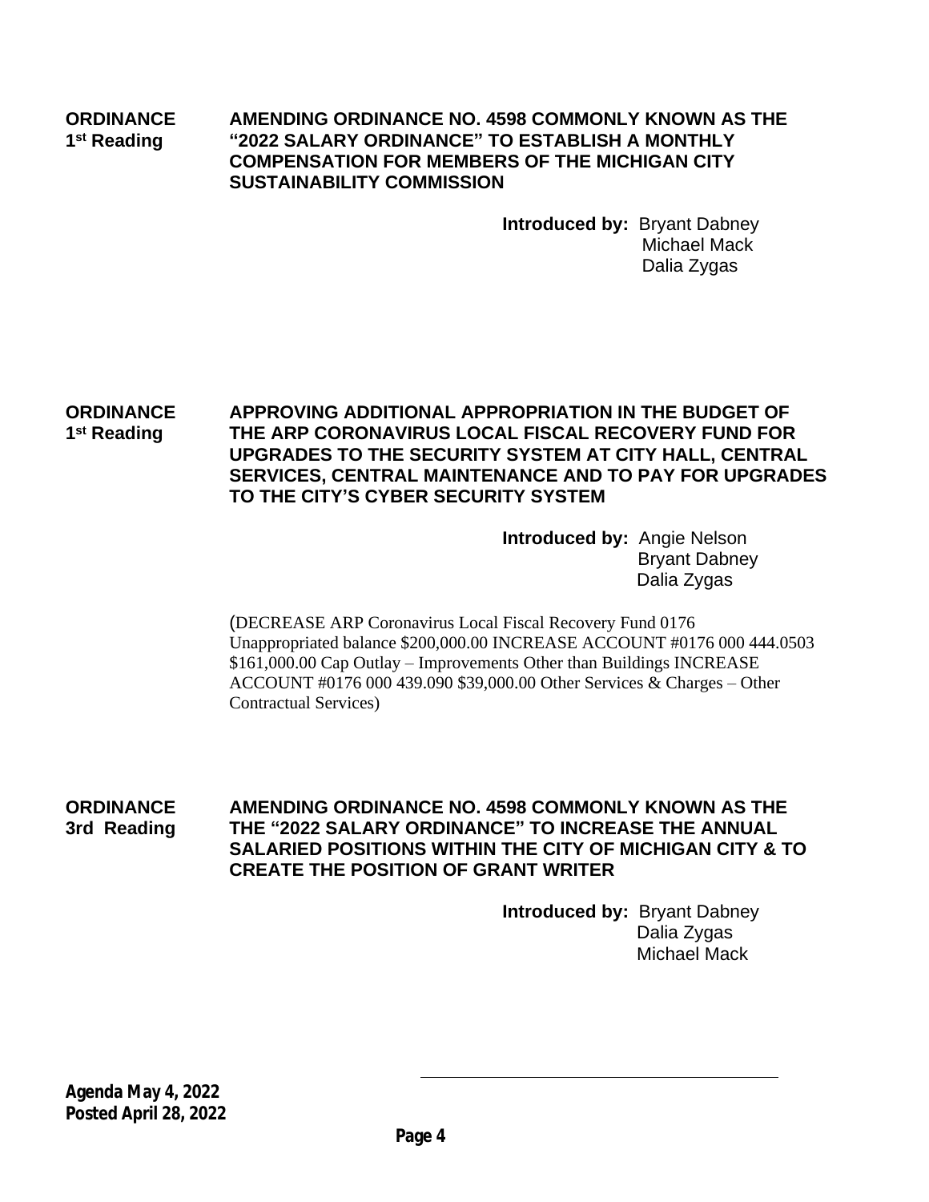**ORDINANCE 1st Reading**

**AMENDING ORDINANCE NO. 4598 COMMONLY KNOWN AS THE "2022 SALARY ORDINANCE" TO ESTABLISH A MONTHLY COMPENSATION FOR MEMBERS OF THE MICHIGAN CITY SUSTAINABILITY COMMISSION**

**Introduced by:** Bryant Dabney
Michael Mack
Dalia Zygas

**ORDINANCE 1st Reading**

**APPROVING ADDITIONAL APPROPRIATION IN THE BUDGET OF THE ARP CORONAVIRUS LOCAL FISCAL RECOVERY FUND FOR UPGRADES TO THE SECURITY SYSTEM AT CITY HALL, CENTRAL SERVICES, CENTRAL MAINTENANCE AND TO PAY FOR UPGRADES TO THE CITY'S CYBER SECURITY SYSTEM**

**Introduced by:** Angie Nelson
Bryant Dabney
Dalia Zygas

(DECREASE ARP Coronavirus Local Fiscal Recovery Fund 0176 Unappropriated balance $200,000.00 INCREASE ACCOUNT #0176 000 444.0503 $161,000.00 Cap Outlay – Improvements Other than Buildings INCREASE ACCOUNT #0176 000 439.090 $39,000.00 Other Services & Charges – Other Contractual Services)

**ORDINANCE 3rd Reading**

**AMENDING ORDINANCE NO. 4598 COMMONLY KNOWN AS THE THE "2022 SALARY ORDINANCE" TO INCREASE THE ANNUAL SALARIED POSITIONS WITHIN THE CITY OF MICHIGAN CITY & TO CREATE THE POSITION OF GRANT WRITER**

**Introduced by:** Bryant Dabney
Dalia Zygas
Michael Mack

**Agenda May 4, 2022**
**Posted April 28, 2022**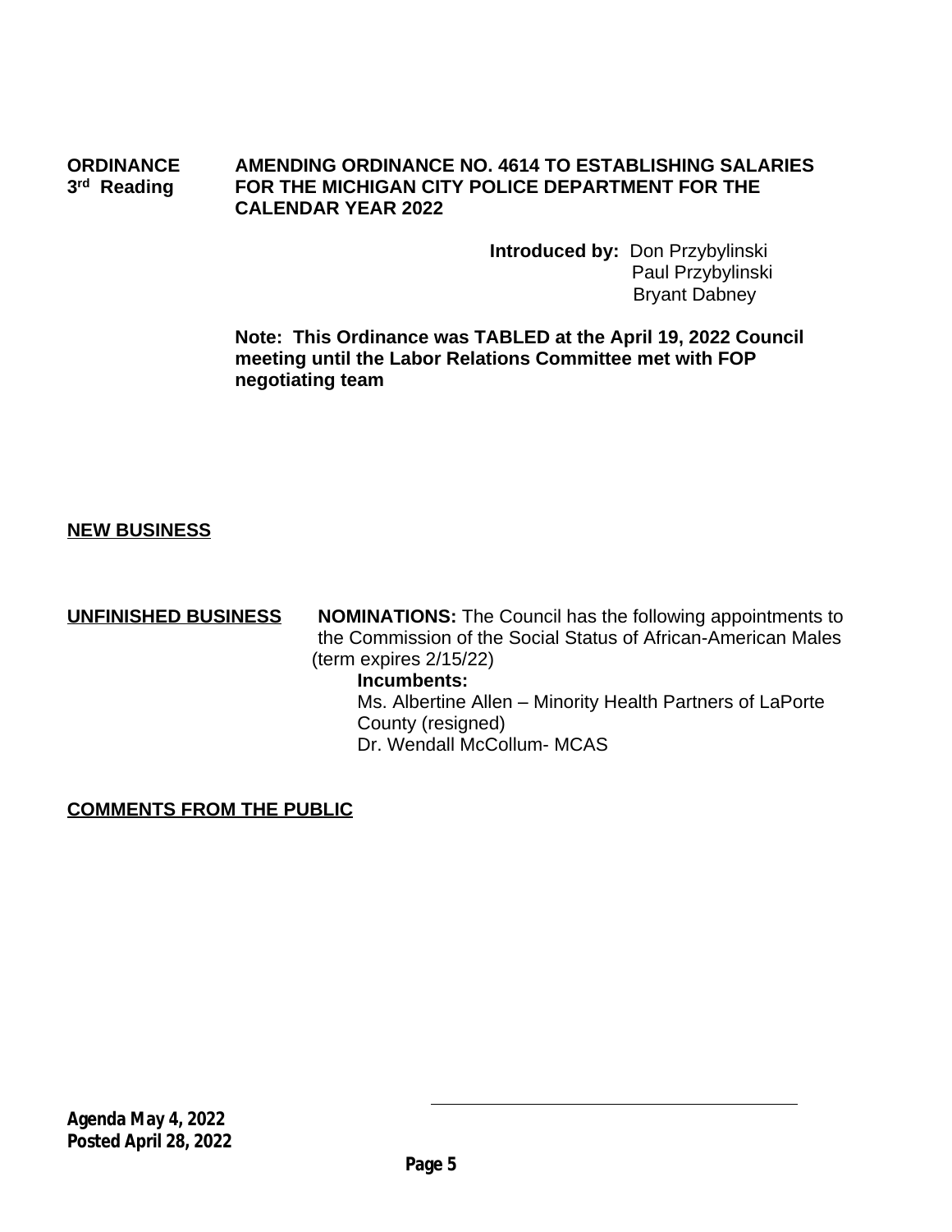**ORDINANCE**
**3rd Reading**

**AMENDING ORDINANCE NO. 4614 TO ESTABLISHING SALARIES FOR THE MICHIGAN CITY POLICE DEPARTMENT FOR THE CALENDAR YEAR 2022**

**Introduced by:** Don Przybylinski
Paul Przybylinski
Bryant Dabney

**Note: This Ordinance was TABLED at the April 19, 2022 Council meeting until the Labor Relations Committee met with FOP negotiating team**

**NEW BUSINESS**

**UNFINISHED BUSINESS**

**NOMINATIONS:** The Council has the following appointments to the Commission of the Social Status of African-American Males (term expires 2/15/22)

**Incumbents:**
Ms. Albertine Allen – Minority Health Partners of LaPorte County (resigned)
Dr. Wendall McCollum- MCAS

**COMMENTS FROM THE PUBLIC**

*Agenda May 4, 2022*
*Posted April 28, 2022*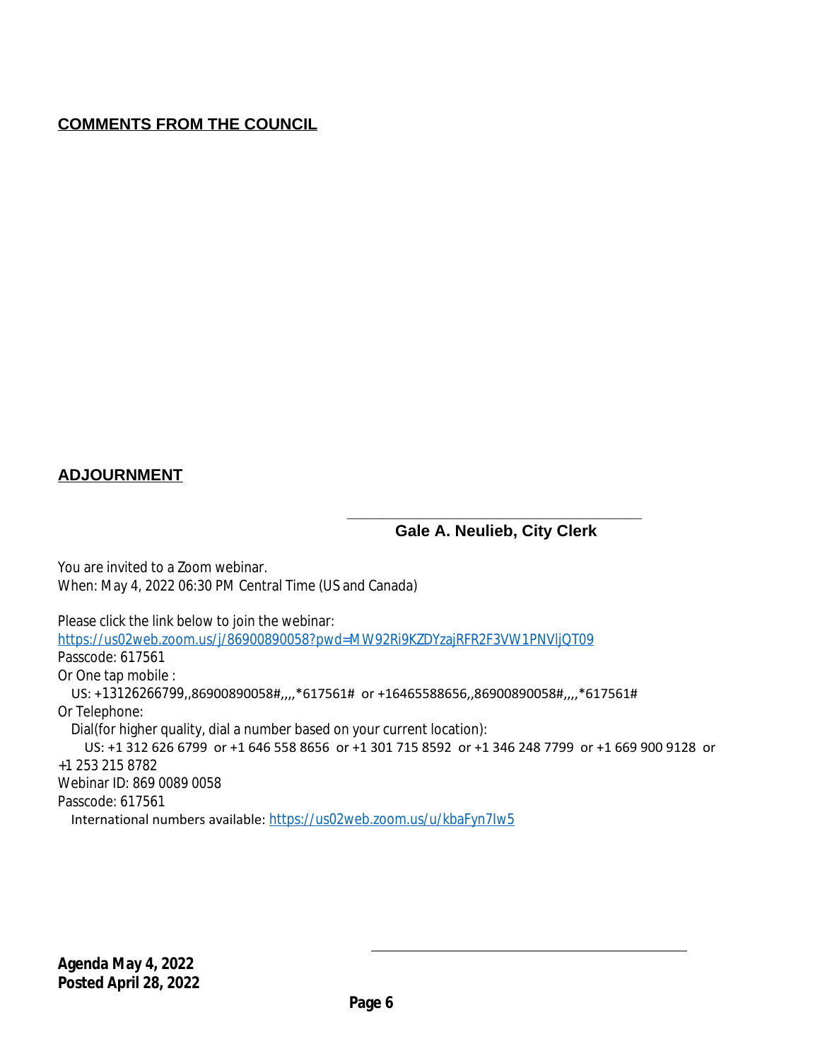## COMMENTS FROM THE COUNCIL

## ADJOURNMENT

\_\_\_\_\_\_\_\_\_\_\_\_\_\_\_\_\_\_\_\_\_\_\_\_\_\_\_\_\_\_\_\_\_\_\_\_\_\_\_\_

**Gale A. Neulieb, City Clerk**

You are invited to a Zoom webinar.
When: May 4, 2022 06:30 PM Central Time (US and Canada)

Please click the link below to join the webinar:
https://us02web.zoom.us/j/86900890058?pwd=MW92Ri9KZDYzajRFR2F3VW1PNVljQT09
Passcode: 617561
Or One tap mobile :
US: +13126266799,,86900890058#,,,,*617561# or +16465588656,,86900890058#,,,,*617561#
Or Telephone:
Dial(for higher quality, dial a number based on your current location):
US: +1 312 626 6799 or +1 646 558 8656 or +1 301 715 8592 or +1 346 248 7799 or +1 669 900 9128 or +1 253 215 8782
Webinar ID: 869 0089 0058
Passcode: 617561
International numbers available: https://us02web.zoom.us/u/kbaFyn7Iw5

**Agenda May 4, 2022**
**Posted April 28, 2022**